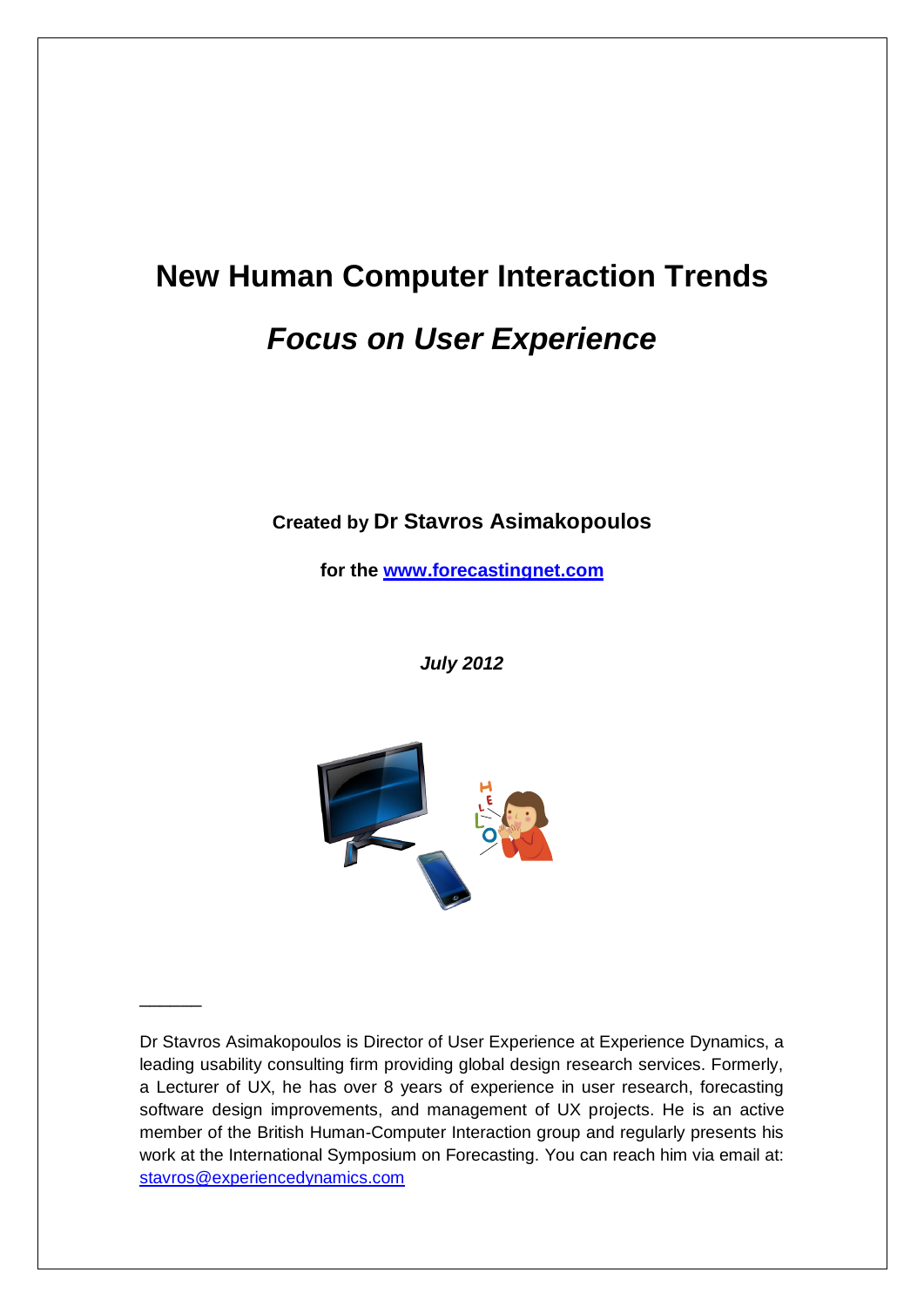# New Human Computer Interaction Trends

## *Focus on User Experience*

**Created by Dr Stavros Asimakopoulos**

**for the [www.forecastingnet.com](http://www.forecastingnet.com)**

***July 2012***

---

Dr Stavros Asimakopoulos is Director of User Experience at Experience Dynamics, a leading usability consulting firm providing global design research services. Formerly, a Lecturer of UX, he has over 8 years of experience in user research, forecasting software design improvements, and management of UX projects. He is an active member of the British Human-Computer Interaction group and regularly presents his work at the International Symposium on Forecasting. You can reach him via email at: [stavros@experiencedynamics.com](mailto:stavros@experiencedynamics.com)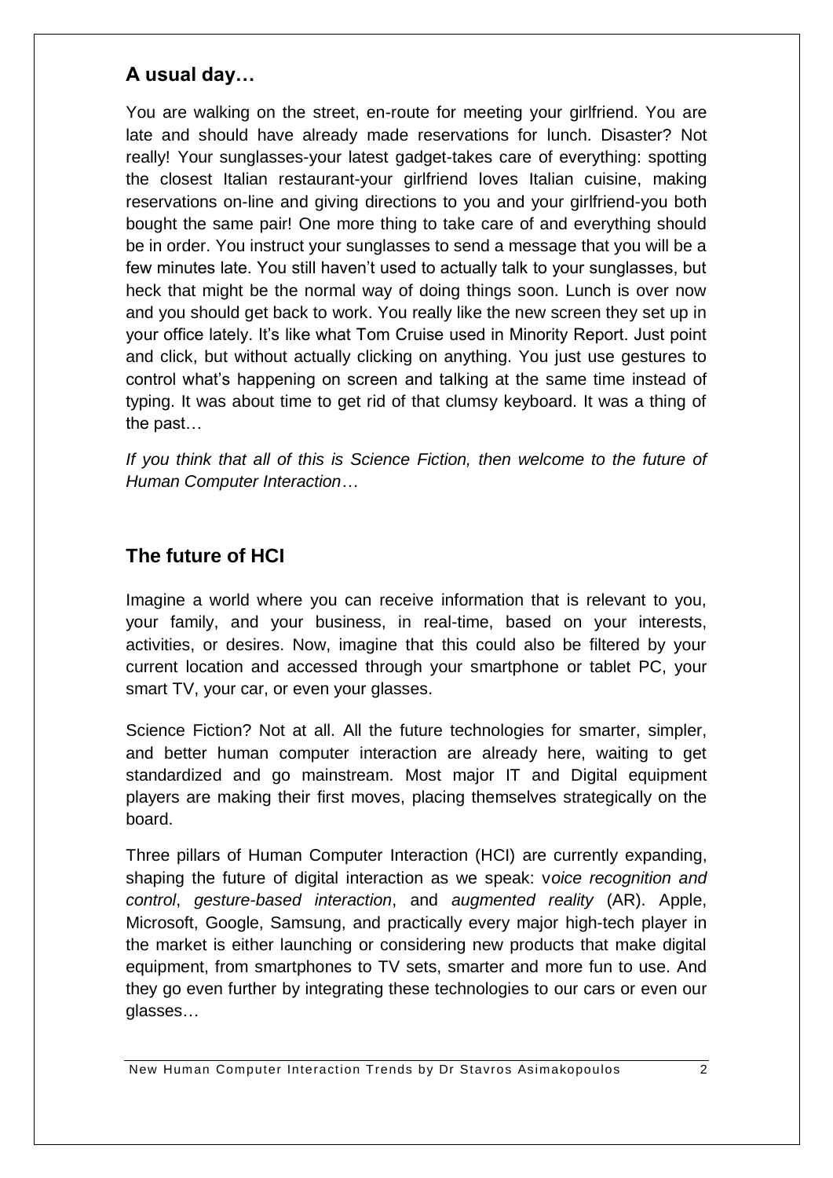## A usual day…

You are walking on the street, en-route for meeting your girlfriend. You are late and should have already made reservations for lunch. Disaster? Not really! Your sunglasses-your latest gadget-takes care of everything: spotting the closest Italian restaurant-your girlfriend loves Italian cuisine, making reservations on-line and giving directions to you and your girlfriend-you both bought the same pair! One more thing to take care of and everything should be in order. You instruct your sunglasses to send a message that you will be a few minutes late. You still haven't used to actually talk to your sunglasses, but heck that might be the normal way of doing things soon. Lunch is over now and you should get back to work. You really like the new screen they set up in your office lately. It's like what Tom Cruise used in Minority Report. Just point and click, but without actually clicking on anything. You just use gestures to control what's happening on screen and talking at the same time instead of typing. It was about time to get rid of that clumsy keyboard. It was a thing of the past…

*If you think that all of this is Science Fiction, then welcome to the future of Human Computer Interaction…*

## The future of HCI

Imagine a world where you can receive information that is relevant to you, your family, and your business, in real-time, based on your interests, activities, or desires. Now, imagine that this could also be filtered by your current location and accessed through your smartphone or tablet PC, your smart TV, your car, or even your glasses.

Science Fiction? Not at all. All the future technologies for smarter, simpler, and better human computer interaction are already here, waiting to get standardized and go mainstream. Most major IT and Digital equipment players are making their first moves, placing themselves strategically on the board.

Three pillars of Human Computer Interaction (HCI) are currently expanding, shaping the future of digital interaction as we speak: v*oice recognition and control*, *gesture-based interaction*, and *augmented reality* (AR). Apple, Microsoft, Google, Samsung, and practically every major high-tech player in the market is either launching or considering new products that make digital equipment, from smartphones to TV sets, smarter and more fun to use. And they go even further by integrating these technologies to our cars or even our glasses…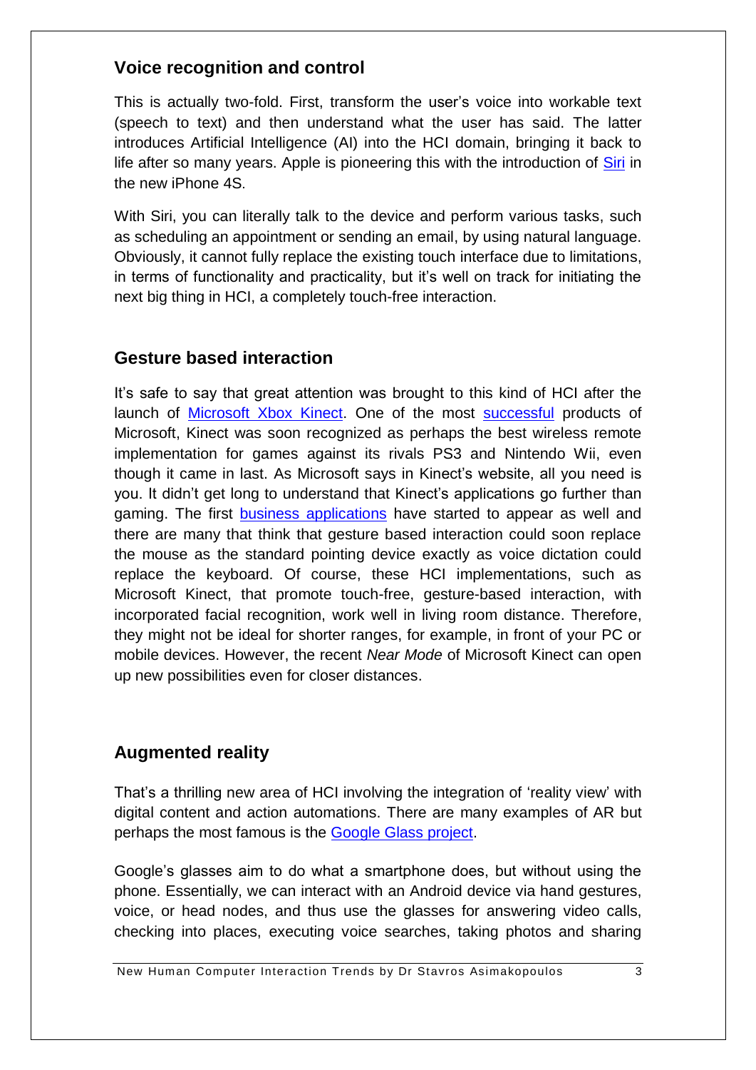## Voice recognition and control

This is actually two-fold. First, transform the user's voice into workable text (speech to text) and then understand what the user has said. The latter introduces Artificial Intelligence (AI) into the HCI domain, bringing it back to life after so many years. Apple is pioneering this with the introduction of Siri in the new iPhone 4S.

With Siri, you can literally talk to the device and perform various tasks, such as scheduling an appointment or sending an email, by using natural language. Obviously, it cannot fully replace the existing touch interface due to limitations, in terms of functionality and practicality, but it's well on track for initiating the next big thing in HCI, a completely touch-free interaction.

## Gesture based interaction

It's safe to say that great attention was brought to this kind of HCI after the launch of Microsoft Xbox Kinect. One of the most successful products of Microsoft, Kinect was soon recognized as perhaps the best wireless remote implementation for games against its rivals PS3 and Nintendo Wii, even though it came in last. As Microsoft says in Kinect's website, all you need is you. It didn't get long to understand that Kinect's applications go further than gaming. The first business applications have started to appear as well and there are many that think that gesture based interaction could soon replace the mouse as the standard pointing device exactly as voice dictation could replace the keyboard. Of course, these HCI implementations, such as Microsoft Kinect, that promote touch-free, gesture-based interaction, with incorporated facial recognition, work well in living room distance. Therefore, they might not be ideal for shorter ranges, for example, in front of your PC or mobile devices. However, the recent *Near Mode* of Microsoft Kinect can open up new possibilities even for closer distances.

## Augmented reality

That's a thrilling new area of HCI involving the integration of 'reality view' with digital content and action automations. There are many examples of AR but perhaps the most famous is the Google Glass project.

Google's glasses aim to do what a smartphone does, but without using the phone. Essentially, we can interact with an Android device via hand gestures, voice, or head nodes, and thus use the glasses for answering video calls, checking into places, executing voice searches, taking photos and sharing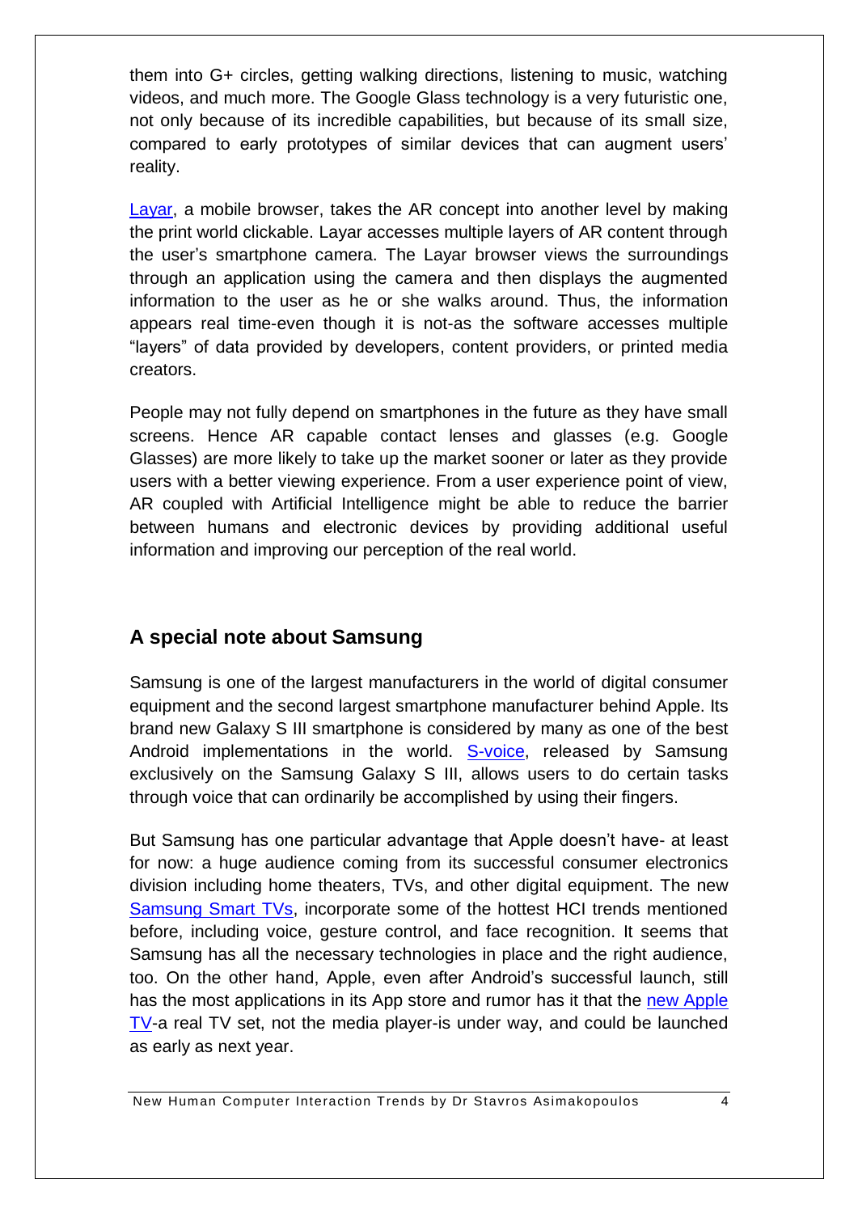them into G+ circles, getting walking directions, listening to music, watching videos, and much more. The Google Glass technology is a very futuristic one, not only because of its incredible capabilities, but because of its small size, compared to early prototypes of similar devices that can augment users' reality.

Layar, a mobile browser, takes the AR concept into another level by making the print world clickable. Layar accesses multiple layers of AR content through the user's smartphone camera. The Layar browser views the surroundings through an application using the camera and then displays the augmented information to the user as he or she walks around. Thus, the information appears real time-even though it is not-as the software accesses multiple "layers" of data provided by developers, content providers, or printed media creators.

People may not fully depend on smartphones in the future as they have small screens. Hence AR capable contact lenses and glasses (e.g. Google Glasses) are more likely to take up the market sooner or later as they provide users with a better viewing experience. From a user experience point of view, AR coupled with Artificial Intelligence might be able to reduce the barrier between humans and electronic devices by providing additional useful information and improving our perception of the real world.

## A special note about Samsung

Samsung is one of the largest manufacturers in the world of digital consumer equipment and the second largest smartphone manufacturer behind Apple. Its brand new Galaxy S III smartphone is considered by many as one of the best Android implementations in the world. S-voice, released by Samsung exclusively on the Samsung Galaxy S III, allows users to do certain tasks through voice that can ordinarily be accomplished by using their fingers.

But Samsung has one particular advantage that Apple doesn't have- at least for now: a huge audience coming from its successful consumer electronics division including home theaters, TVs, and other digital equipment. The new Samsung Smart TVs, incorporate some of the hottest HCI trends mentioned before, including voice, gesture control, and face recognition. It seems that Samsung has all the necessary technologies in place and the right audience, too. On the other hand, Apple, even after Android's successful launch, still has the most applications in its App store and rumor has it that the new Apple TV-a real TV set, not the media player-is under way, and could be launched as early as next year.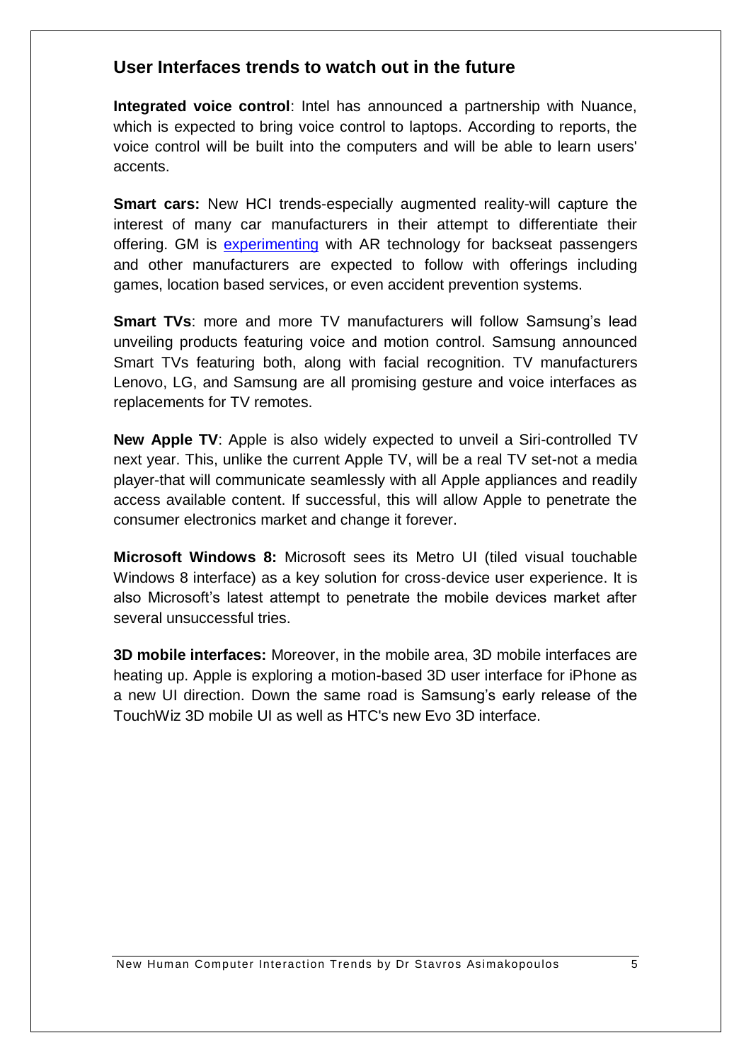## User Interfaces trends to watch out in the future

**Integrated voice control**: Intel has announced a partnership with Nuance, which is expected to bring voice control to laptops. According to reports, the voice control will be built into the computers and will be able to learn users' accents.

**Smart cars:** New HCI trends-especially augmented reality-will capture the interest of many car manufacturers in their attempt to differentiate their offering. GM is experimenting with AR technology for backseat passengers and other manufacturers are expected to follow with offerings including games, location based services, or even accident prevention systems.

**Smart TVs**: more and more TV manufacturers will follow Samsung's lead unveiling products featuring voice and motion control. Samsung announced Smart TVs featuring both, along with facial recognition. TV manufacturers Lenovo, LG, and Samsung are all promising gesture and voice interfaces as replacements for TV remotes.

**New Apple TV**: Apple is also widely expected to unveil a Siri-controlled TV next year. This, unlike the current Apple TV, will be a real TV set-not a media player-that will communicate seamlessly with all Apple appliances and readily access available content. If successful, this will allow Apple to penetrate the consumer electronics market and change it forever.

**Microsoft Windows 8:** Microsoft sees its Metro UI (tiled visual touchable Windows 8 interface) as a key solution for cross-device user experience. It is also Microsoft's latest attempt to penetrate the mobile devices market after several unsuccessful tries.

**3D mobile interfaces:** Moreover, in the mobile area, 3D mobile interfaces are heating up. Apple is exploring a motion-based 3D user interface for iPhone as a new UI direction. Down the same road is Samsung's early release of the TouchWiz 3D mobile UI as well as HTC's new Evo 3D interface.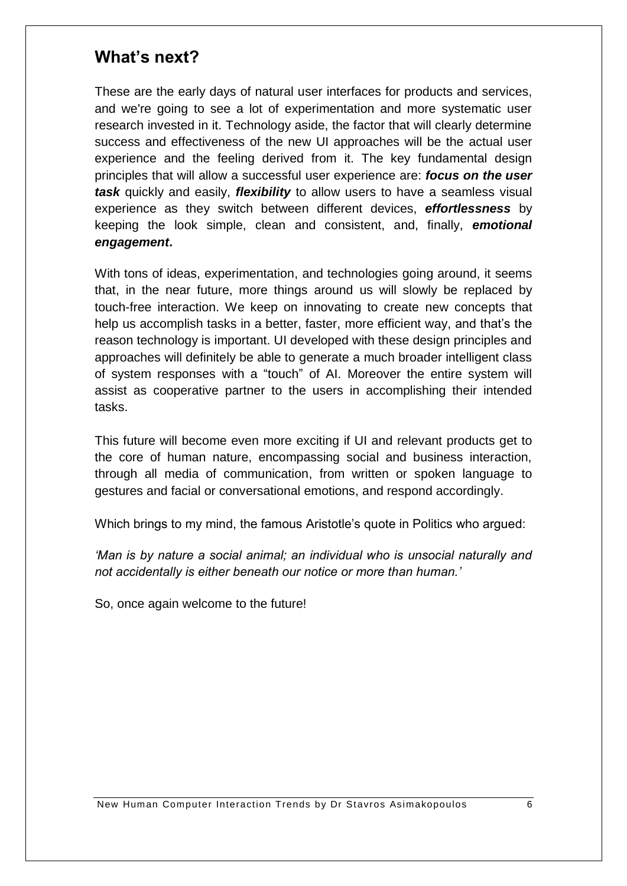## What's next?

These are the early days of natural user interfaces for products and services, and we're going to see a lot of experimentation and more systematic user research invested in it. Technology aside, the factor that will clearly determine success and effectiveness of the new UI approaches will be the actual user experience and the feeling derived from it. The key fundamental design principles that will allow a successful user experience are: ***focus on the user task*** quickly and easily, ***flexibility*** to allow users to have a seamless visual experience as they switch between different devices, ***effortlessness*** by keeping the look simple, clean and consistent, and, finally, ***emotional engagement*****.**

With tons of ideas, experimentation, and technologies going around, it seems that, in the near future, more things around us will slowly be replaced by touch-free interaction. We keep on innovating to create new concepts that help us accomplish tasks in a better, faster, more efficient way, and that's the reason technology is important. UI developed with these design principles and approaches will definitely be able to generate a much broader intelligent class of system responses with a "touch" of AI. Moreover the entire system will assist as cooperative partner to the users in accomplishing their intended tasks.

This future will become even more exciting if UI and relevant products get to the core of human nature, encompassing social and business interaction, through all media of communication, from written or spoken language to gestures and facial or conversational emotions, and respond accordingly.

Which brings to my mind, the famous Aristotle's quote in Politics who argued:

*'Man is by nature a social animal; an individual who is unsocial naturally and not accidentally is either beneath our notice or more than human.'*

So, once again welcome to the future!